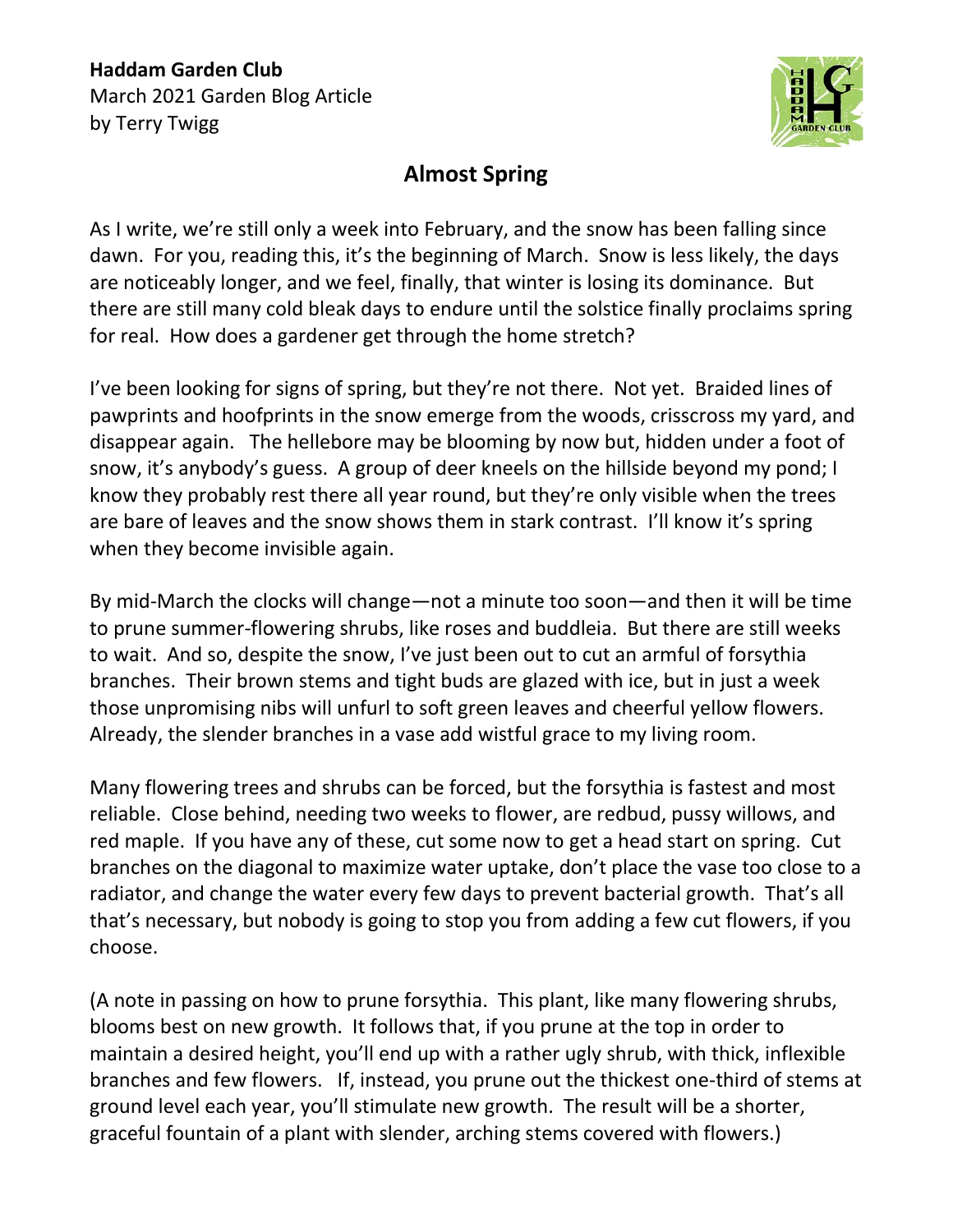**Haddam Garden Club**
March 2021 Garden Blog Article
by Terry Twigg

## Almost Spring

As I write, we're still only a week into February, and the snow has been falling since dawn. For you, reading this, it's the beginning of March. Snow is less likely, the days are noticeably longer, and we feel, finally, that winter is losing its dominance. But there are still many cold bleak days to endure until the solstice finally proclaims spring for real. How does a gardener get through the home stretch?

I've been looking for signs of spring, but they're not there. Not yet. Braided lines of pawprints and hoofprints in the snow emerge from the woods, crisscross my yard, and disappear again. The hellebore may be blooming by now but, hidden under a foot of snow, it's anybody's guess. A group of deer kneels on the hillside beyond my pond; I know they probably rest there all year round, but they're only visible when the trees are bare of leaves and the snow shows them in stark contrast. I'll know it's spring when they become invisible again.

By mid-March the clocks will change—not a minute too soon—and then it will be time to prune summer-flowering shrubs, like roses and buddleia. But there are still weeks to wait. And so, despite the snow, I've just been out to cut an armful of forsythia branches. Their brown stems and tight buds are glazed with ice, but in just a week those unpromising nibs will unfurl to soft green leaves and cheerful yellow flowers. Already, the slender branches in a vase add wistful grace to my living room.

Many flowering trees and shrubs can be forced, but the forsythia is fastest and most reliable. Close behind, needing two weeks to flower, are redbud, pussy willows, and red maple. If you have any of these, cut some now to get a head start on spring. Cut branches on the diagonal to maximize water uptake, don't place the vase too close to a radiator, and change the water every few days to prevent bacterial growth. That's all that's necessary, but nobody is going to stop you from adding a few cut flowers, if you choose.

(A note in passing on how to prune forsythia. This plant, like many flowering shrubs, blooms best on new growth. It follows that, if you prune at the top in order to maintain a desired height, you'll end up with a rather ugly shrub, with thick, inflexible branches and few flowers. If, instead, you prune out the thickest one-third of stems at ground level each year, you'll stimulate new growth. The result will be a shorter, graceful fountain of a plant with slender, arching stems covered with flowers.)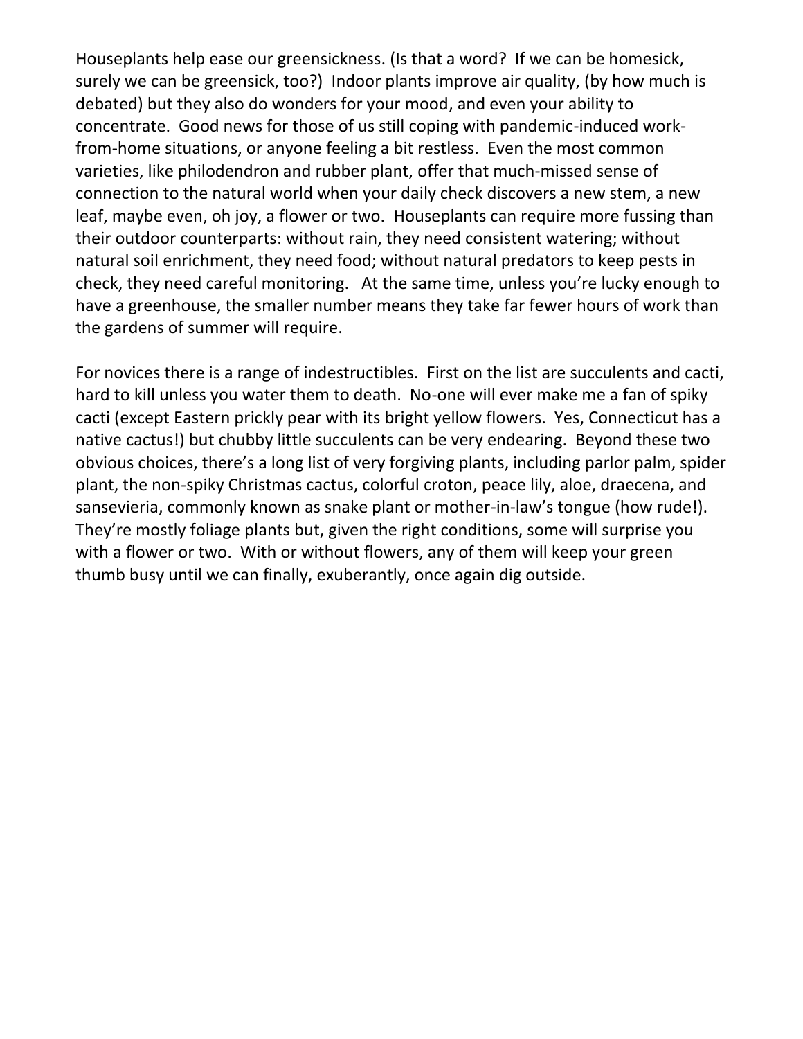Houseplants help ease our greensickness. (Is that a word? If we can be homesick, surely we can be greensick, too?) Indoor plants improve air quality, (by how much is debated) but they also do wonders for your mood, and even your ability to concentrate. Good news for those of us still coping with pandemic-induced work-from-home situations, or anyone feeling a bit restless. Even the most common varieties, like philodendron and rubber plant, offer that much-missed sense of connection to the natural world when your daily check discovers a new stem, a new leaf, maybe even, oh joy, a flower or two. Houseplants can require more fussing than their outdoor counterparts: without rain, they need consistent watering; without natural soil enrichment, they need food; without natural predators to keep pests in check, they need careful monitoring. At the same time, unless you're lucky enough to have a greenhouse, the smaller number means they take far fewer hours of work than the gardens of summer will require.

For novices there is a range of indestructibles. First on the list are succulents and cacti, hard to kill unless you water them to death. No-one will ever make me a fan of spiky cacti (except Eastern prickly pear with its bright yellow flowers. Yes, Connecticut has a native cactus!) but chubby little succulents can be very endearing. Beyond these two obvious choices, there's a long list of very forgiving plants, including parlor palm, spider plant, the non-spiky Christmas cactus, colorful croton, peace lily, aloe, draecena, and sansevieria, commonly known as snake plant or mother-in-law's tongue (how rude!). They're mostly foliage plants but, given the right conditions, some will surprise you with a flower or two. With or without flowers, any of them will keep your green thumb busy until we can finally, exuberantly, once again dig outside.